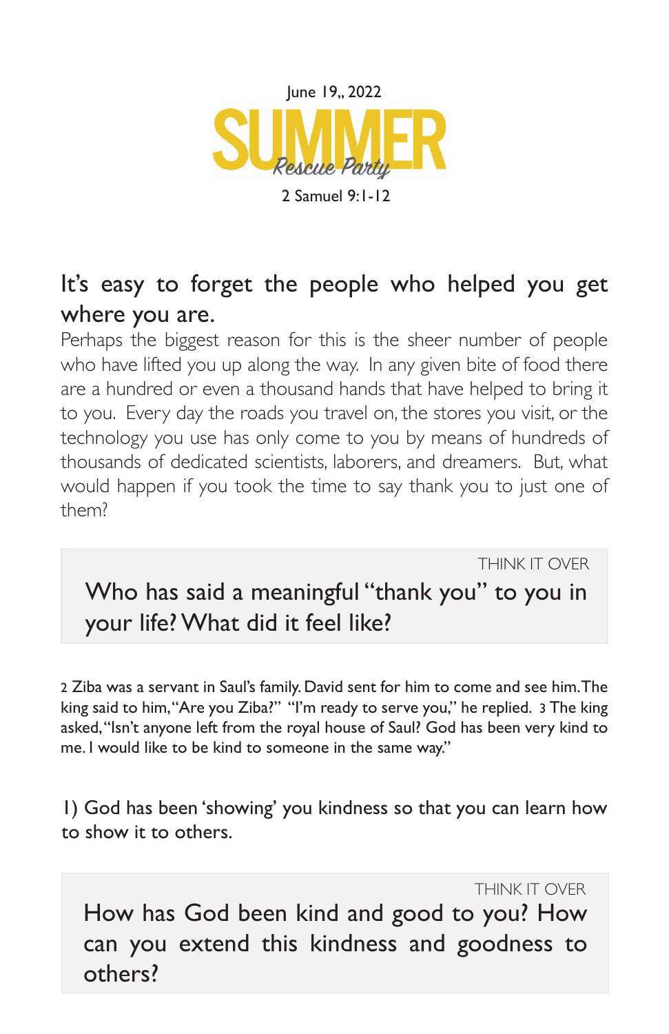June 19,, 2022

# SUMMER
*Rescue Party*

2 Samuel 9:1-12

## It's easy to forget the people who helped you get where you are.

Perhaps the biggest reason for this is the sheer number of people who have lifted you up along the way. In any given bite of food there are a hundred or even a thousand hands that have helped to bring it to you. Every day the roads you travel on, the stores you visit, or the technology you use has only come to you by means of hundreds of thousands of dedicated scientists, laborers, and dreamers. But, what would happen if you took the time to say thank you to just one of them?

> THINK IT OVER
>
> Who has said a meaningful "thank you" to you in your life? What did it feel like?

2 Ziba was a servant in Saul's family. David sent for him to come and see him. The king said to him, "Are you Ziba?" "I'm ready to serve you," he replied. 3 The king asked, "Isn't anyone left from the royal house of Saul? God has been very kind to me. I would like to be kind to someone in the same way."

1) God has been 'showing' you kindness so that you can learn how to show it to others.

> THINK IT OVER
>
> How has God been kind and good to you? How can you extend this kindness and goodness to others?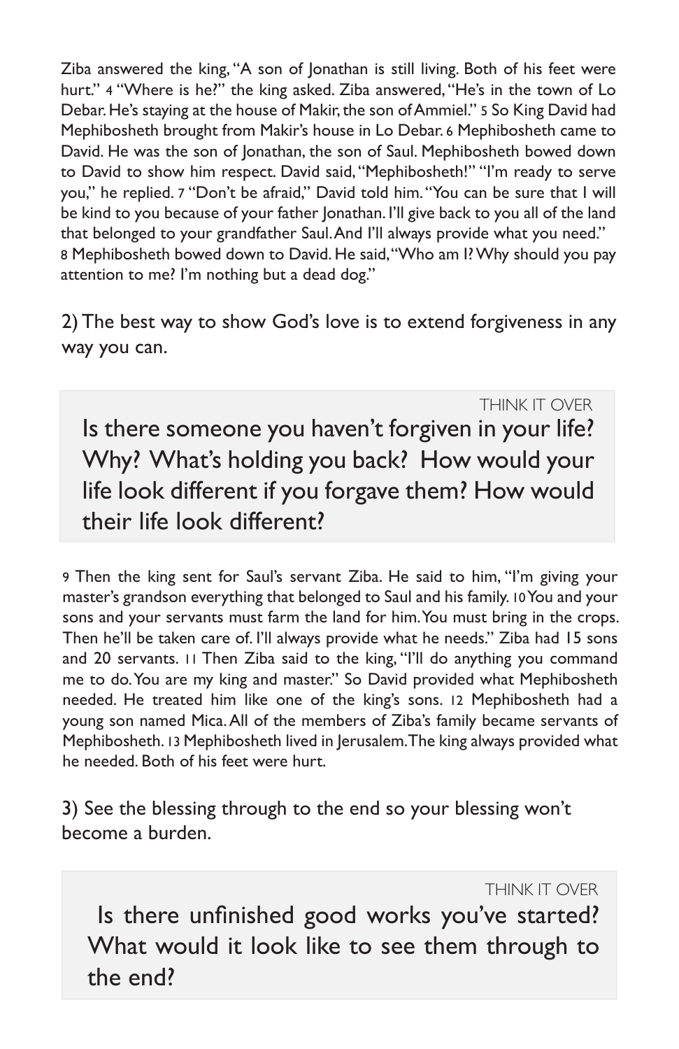Ziba answered the king, "A son of Jonathan is still living. Both of his feet were hurt." 4 "Where is he?" the king asked. Ziba answered, "He's in the town of Lo Debar. He's staying at the house of Makir, the son of Ammiel." 5 So King David had Mephibosheth brought from Makir's house in Lo Debar. 6 Mephibosheth came to David. He was the son of Jonathan, the son of Saul. Mephibosheth bowed down to David to show him respect. David said, "Mephibosheth!" "I'm ready to serve you," he replied. 7 "Don't be afraid," David told him. "You can be sure that I will be kind to you because of your father Jonathan. I'll give back to you all of the land that belonged to your grandfather Saul. And I'll always provide what you need." 8 Mephibosheth bowed down to David. He said, "Who am I? Why should you pay attention to me? I'm nothing but a dead dog."

2) The best way to show God's love is to extend forgiveness in any way you can.

> THINK IT OVER
>
> Is there someone you haven't forgiven in your life? Why? What's holding you back? How would your life look different if you forgave them? How would their life look different?

9 Then the king sent for Saul's servant Ziba. He said to him, "I'm giving your master's grandson everything that belonged to Saul and his family. 10 You and your sons and your servants must farm the land for him. You must bring in the crops. Then he'll be taken care of. I'll always provide what he needs." Ziba had 15 sons and 20 servants. 11 Then Ziba said to the king, "I'll do anything you command me to do. You are my king and master." So David provided what Mephibosheth needed. He treated him like one of the king's sons. 12 Mephibosheth had a young son named Mica. All of the members of Ziba's family became servants of Mephibosheth. 13 Mephibosheth lived in Jerusalem. The king always provided what he needed. Both of his feet were hurt.

3) See the blessing through to the end so your blessing won't become a burden.

> THINK IT OVER
>
> Is there unfinished good works you've started? What would it look like to see them through to the end?